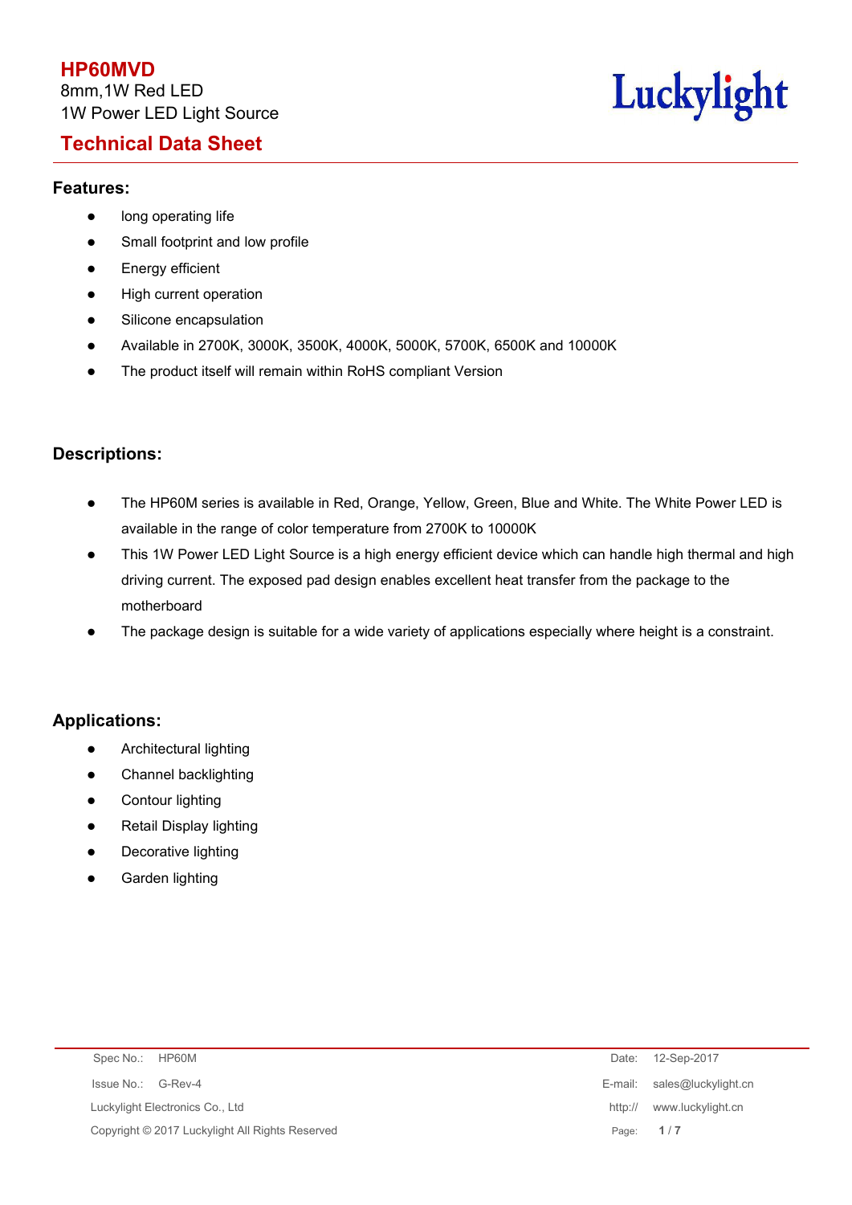# HP60MVD

8mm,1W Red LED

1W Power LED Light Source

Luckylight

## Technical Data Sheet

### Features:

- long operating life
- Small footprint and low profile
- Energy efficient
- High current operation
- Silicone encapsulation
- Available in 2700K, 3000K, 3500K, 4000K, 5000K, 5700K, 6500K and 10000K
- The product itself will remain within RoHS compliant Version

### Descriptions:

- The HP60M series is available in Red, Orange, Yellow, Green, Blue and White. The White Power LED is available in the range of color temperature from 2700K to 10000K
- This 1W Power LED Light Source is a high energy efficient device which can handle high thermal and high driving current. The exposed pad design enables excellent heat transfer from the package to the motherboard
- The package design is suitable for a wide variety of applications especially where height is a constraint.

### Applications:

- Architectural lighting
- Channel backlighting
- Contour lighting
- Retail Display lighting
- Decorative lighting
- Garden lighting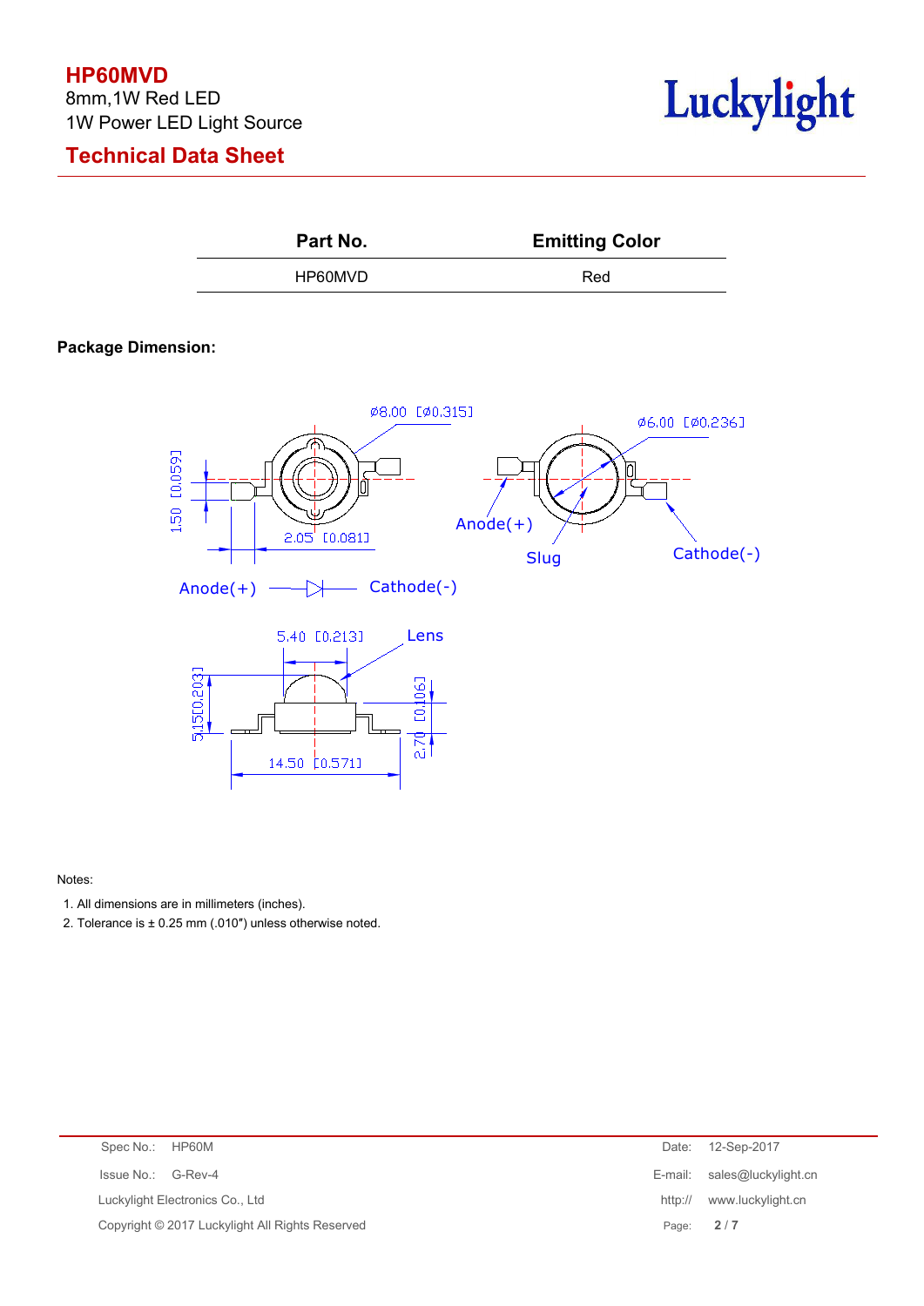# HP60MVD

8mm,1W Red LED

1W Power LED Light Source

## Technical Data Sheet

| Part No. | Emitting Color |
|---|---|
| HP60MVD | Red |

### Package Dimension:

Ø8.00 [Ø0.315]

Ø6.00 [Ø0.236]

1.50 [0.059]

2.05 [0.081]

Anode(+)

Slug

Cathode(-)

Anode(+) Cathode(-)

5.40 [0.213]

Lens

5.15[0.203]

2.70 [0.106]

14.50 [0.571]

Notes:

1. All dimensions are in millimeters (inches).
2. Tolerance is ± 0.25 mm (.010″) unless otherwise noted.

Spec No.: HP60M

Issue No.: G-Rev-4

Luckylight Electronics Co., Ltd

Copyright © 2017 Luckylight All Rights Reserved

Date: 12-Sep-2017

E-mail: sales@luckylight.cn

http:// www.luckylight.cn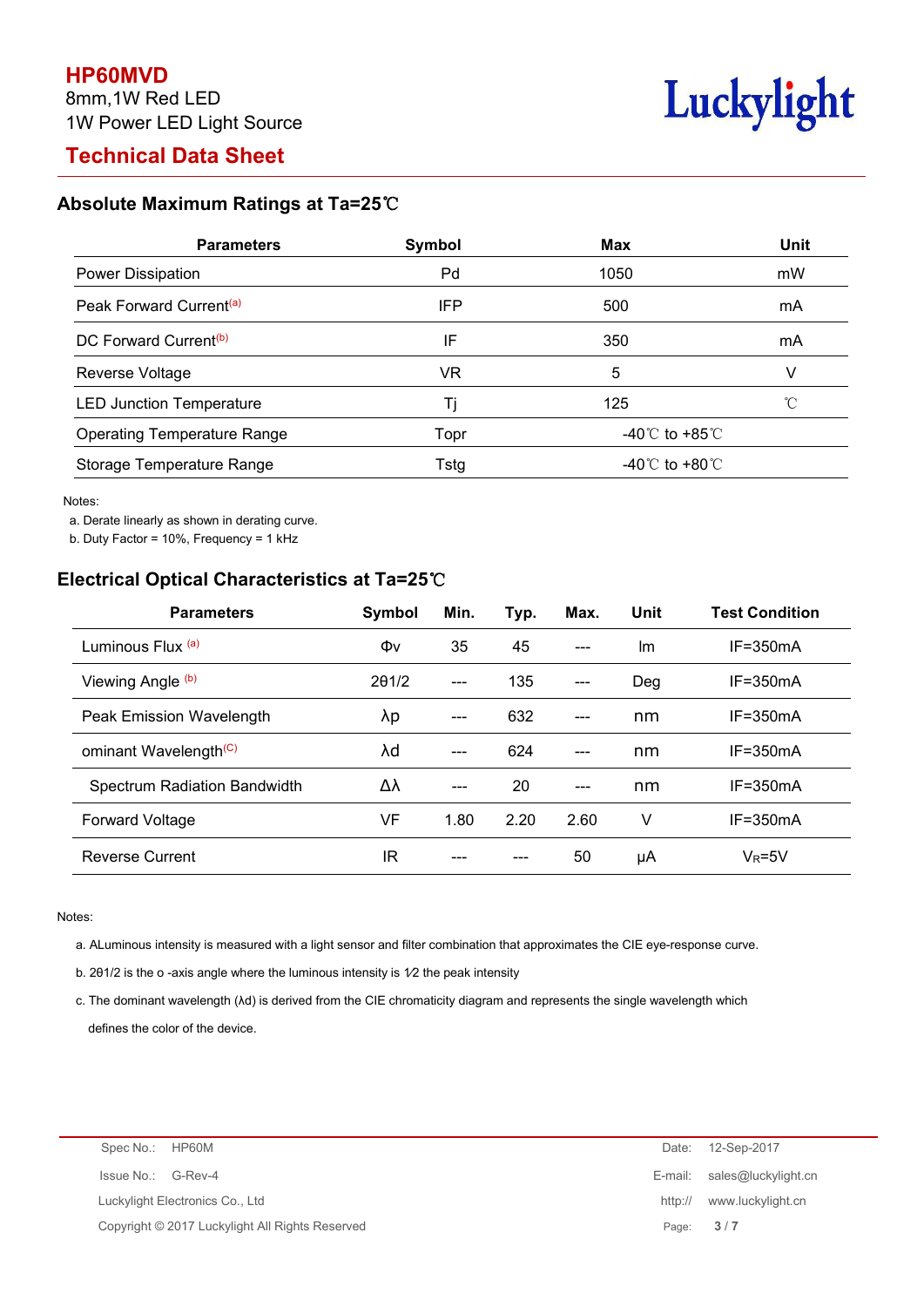# HP60MVD

8mm,1W Red LED

1W Power LED Light Source

## Technical Data Sheet

### Absolute Maximum Ratings at Ta=25℃

| Parameters | Symbol | Max | Unit |
|---|---|---|---|
| Power Dissipation | Pd | 1050 | mW |
| Peak Forward Current[(a)] | IFP | 500 | mA |
| DC Forward Current[(b)] | IF | 350 | mA |
| Reverse Voltage | VR | 5 | V |
| LED Junction Temperature | Tj | 125 | ℃ |
| Operating Temperature Range | Topr | -40℃ to +85℃ | |
| Storage Temperature Range | Tstg | -40℃ to +80℃ | |

Notes:

a. Derate linearly as shown in derating curve.

b. Duty Factor = 10%, Frequency = 1 kHz

### Electrical Optical Characteristics at Ta=25℃

| Parameters | Symbol | Min. | Typ. | Max. | Unit | Test Condition |
|---|---|---|---|---|---|---|
| Luminous Flux [(a)] | Φv | 35 | 45 | --- | lm | IF=350mA |
| Viewing Angle [(b)] | 2θ1/2 | --- | 135 | --- | Deg | IF=350mA |
| Peak Emission Wavelength | λp | --- | 632 | --- | nm | IF=350mA |
| ominant Wavelength[(C)] | λd | --- | 624 | --- | nm | IF=350mA |
| Spectrum Radiation Bandwidth | Δλ | --- | 20 | --- | nm | IF=350mA |
| Forward Voltage | VF | 1.80 | 2.20 | 2.60 | V | IF=350mA |
| Reverse Current | IR | --- | --- | 50 | μA | $V_R$=5V |

Notes:

a. ALuminous intensity is measured with a light sensor and filter combination that approximates the CIE eye-response curve.

b. 2θ1/2 is the o -axis angle where the luminous intensity is 1⁄2 the peak intensity

c. The dominant wavelength (λd) is derived from the CIE chromaticity diagram and represents the single wavelength which defines the color of the device.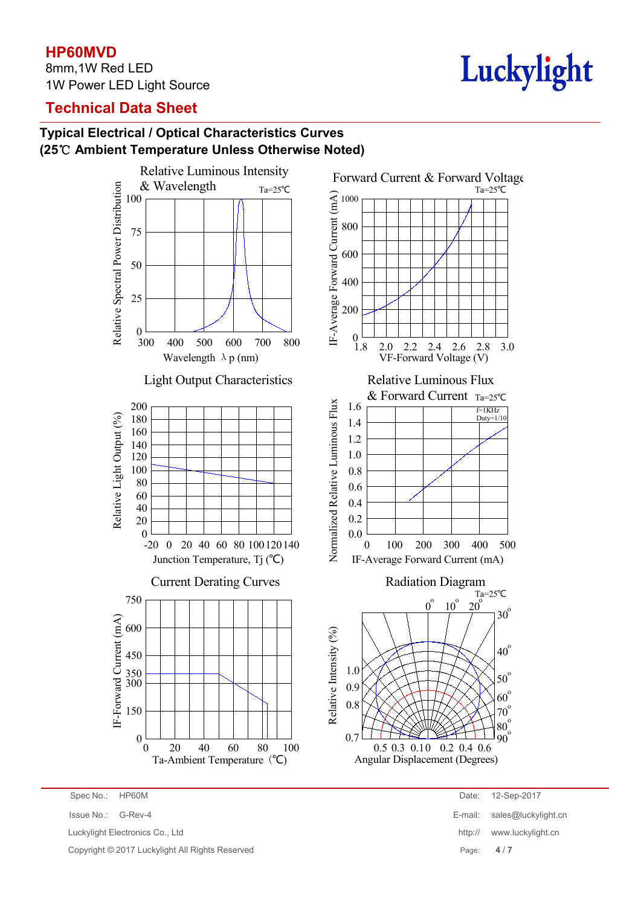# HP60MVD

8mm,1W Red LED

1W Power LED Light Source

## Technical Data Sheet

### Typical Electrical / Optical Characteristics Curves
### (25℃ Ambient Temperature Unless Otherwise Noted)

Relative Luminous Intensity & Wavelength

Ta=25℃

Relative Spectral Power Distribution: 0, 25, 50, 75, 100

Wavelength λ p (nm): 300, 400, 500, 600, 700, 800

Forward Current & Forward Voltage

Ta=25℃

IF-Average Forward Current (mA): 0, 200, 400, 600, 800, 1000

VF-Forward Voltage (V): 1.8, 2.0, 2.2, 2.4, 2.6, 2.8, 3.0

Light Output Characteristics

Relative Light Output (%): 0, 20, 40, 60, 80, 100, 120, 140, 160, 180, 200

Junction Temperature, Tj (℃): -20, 0, 20, 40, 60, 80, 100, 120, 140

Relative Luminous Flux & Forward Current

Ta=25℃

f=1KHz
Duty=1/10

Normalized Relative Luminous Flux: 0.0, 0.2, 0.4, 0.6, 0.8, 1.0, 1.2, 1.4, 1.6

IF-Average Forward Current (mA): 0, 100, 200, 300, 400, 500

Current Derating Curves

IF-Forward Current (mA): 0, 150, 300, 350, 450, 600, 750

Ta-Ambient Temperature (℃): 0, 20, 40, 60, 80, 100

Radiation Diagram

Ta=25℃

0°, 10°, 20°, 30°, 40°, 50°, 60°, 70°, 80°, 90°

Relative Intensity (%): 0.7, 0.8, 0.9, 1.0

Angular Displacement (Degrees): 0.5, 0.3, 0.1, 0, 0.2, 0.4, 0.6

Spec No.: HP60M | Date: 12-Sep-2017

Issue No.: G-Rev-4 | E-mail: sales@luckylight.cn

Luckylight Electronics Co., Ltd | http:// www.luckylight.cn

Copyright © 2017 Luckylight All Rights Reserved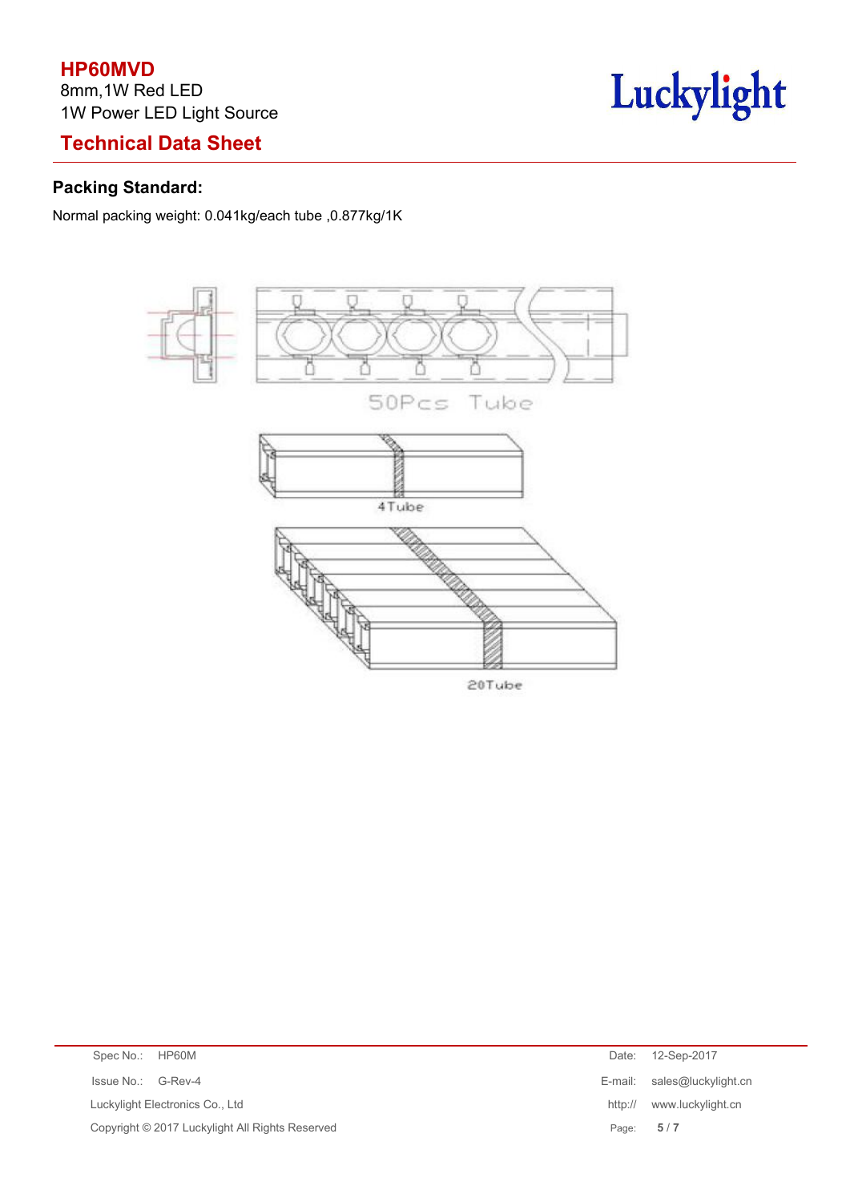## Packing Standard:

Normal packing weight: 0.041kg/each tube ,0.877kg/1K

50Pcs Tube

4Tube

20Tube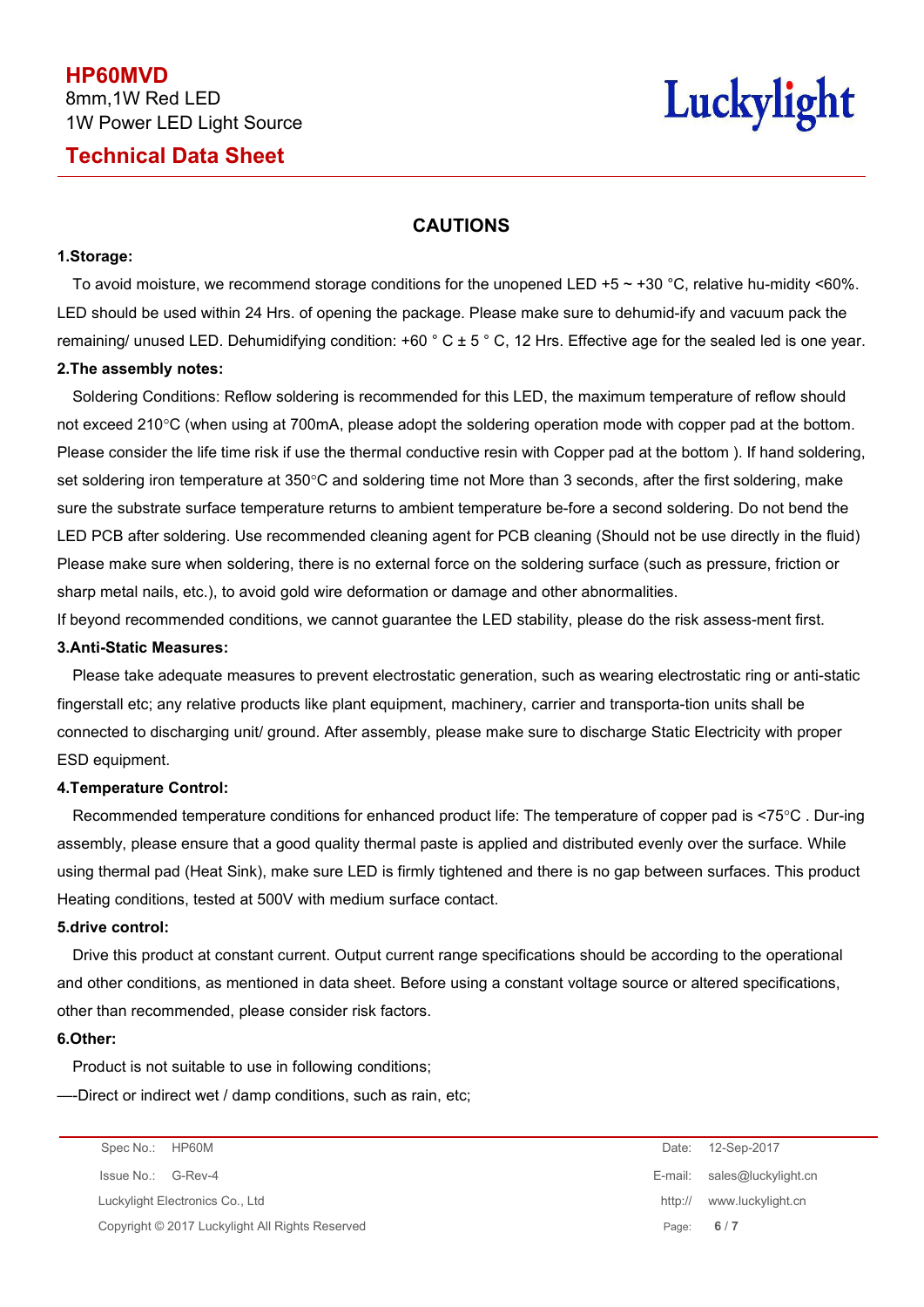## CAUTIONS

**1.Storage:**

To avoid moisture, we recommend storage conditions for the unopened LED +5 ~ +30 °C, relative hu-midity <60%. LED should be used within 24 Hrs. of opening the package. Please make sure to dehumid-ify and vacuum pack the remaining/ unused LED. Dehumidifying condition: +60 ° C ± 5 ° C, 12 Hrs. Effective age for the sealed led is one year.

**2.The assembly notes:**

Soldering Conditions: Reflow soldering is recommended for this LED, the maximum temperature of reflow should not exceed 210°C (when using at 700mA, please adopt the soldering operation mode with copper pad at the bottom. Please consider the life time risk if use the thermal conductive resin with Copper pad at the bottom ). If hand soldering, set soldering iron temperature at 350°C and soldering time not More than 3 seconds, after the first soldering, make sure the substrate surface temperature returns to ambient temperature be-fore a second soldering. Do not bend the LED PCB after soldering. Use recommended cleaning agent for PCB cleaning (Should not be use directly in the fluid) Please make sure when soldering, there is no external force on the soldering surface (such as pressure, friction or sharp metal nails, etc.), to avoid gold wire deformation or damage and other abnormalities.

If beyond recommended conditions, we cannot guarantee the LED stability, please do the risk assess-ment first.

**3.Anti-Static Measures:**

Please take adequate measures to prevent electrostatic generation, such as wearing electrostatic ring or anti-static fingerstall etc; any relative products like plant equipment, machinery, carrier and transporta-tion units shall be connected to discharging unit/ ground. After assembly, please make sure to discharge Static Electricity with proper ESD equipment.

**4.Temperature Control:**

Recommended temperature conditions for enhanced product life: The temperature of copper pad is <75°C . Dur-ing assembly, please ensure that a good quality thermal paste is applied and distributed evenly over the surface. While using thermal pad (Heat Sink), make sure LED is firmly tightened and there is no gap between surfaces. This product Heating conditions, tested at 500V with medium surface contact.

**5.drive control:**

Drive this product at constant current. Output current range specifications should be according to the operational and other conditions, as mentioned in data sheet. Before using a constant voltage source or altered specifications, other than recommended, please consider risk factors.

**6.Other:**

Product is not suitable to use in following conditions;

—-Direct or indirect wet / damp conditions, such as rain, etc;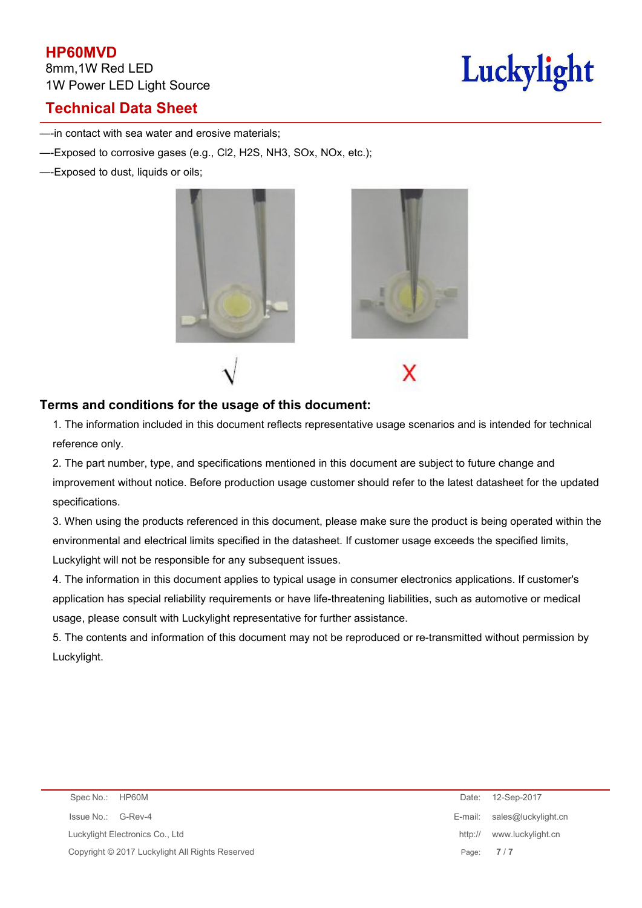—-in contact with sea water and erosive materials;

—-Exposed to corrosive gases (e.g., Cl2, H2S, NH3, SOx, NOx, etc.);

—-Exposed to dust, liquids or oils;

√ X

## Terms and conditions for the usage of this document:

1. The information included in this document reflects representative usage scenarios and is intended for technical reference only.
2. The part number, type, and specifications mentioned in this document are subject to future change and improvement without notice. Before production usage customer should refer to the latest datasheet for the updated specifications.
3. When using the products referenced in this document, please make sure the product is being operated within the environmental and electrical limits specified in the datasheet. If customer usage exceeds the specified limits, Luckylight will not be responsible for any subsequent issues.
4. The information in this document applies to typical usage in consumer electronics applications. If customer's application has special reliability requirements or have life-threatening liabilities, such as automotive or medical usage, please consult with Luckylight representative for further assistance.
5. The contents and information of this document may not be reproduced or re-transmitted without permission by Luckylight.